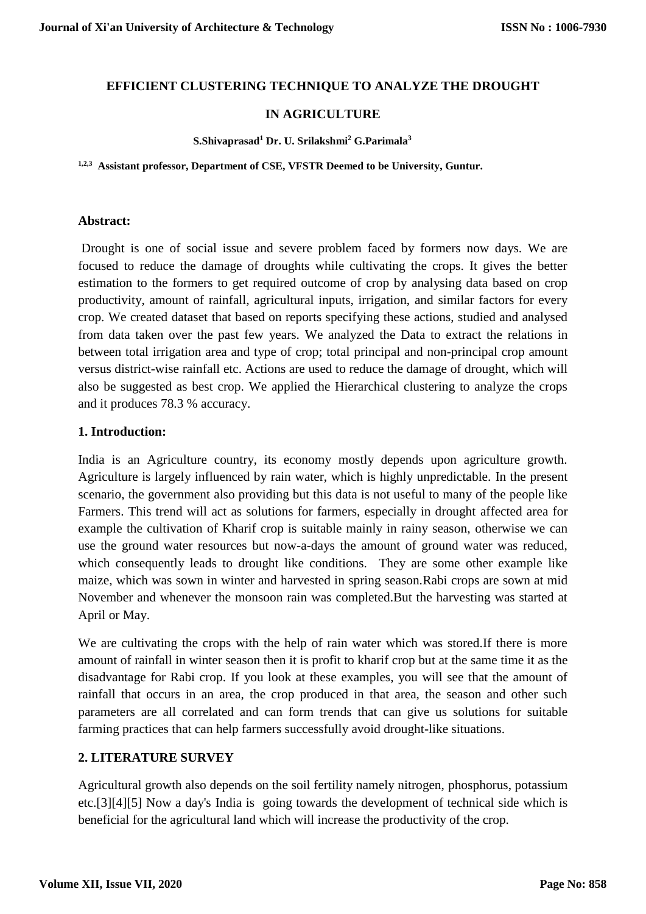# EFFICIENT CLUSTERING TECHNIQUE TO ANALYZE THE DROUGHT IN AGRICULTURE

**S.Shivaprasad[1] Dr. U. Srilakshmi[2] G.Parimala[3]**

**[1,2,3] Assistant professor, Department of CSE, VFSTR Deemed to be University, Guntur.**

## Abstract:

Drought is one of social issue and severe problem faced by formers now days. We are focused to reduce the damage of droughts while cultivating the crops. It gives the better estimation to the formers to get required outcome of crop by analysing data based on crop productivity, amount of rainfall, agricultural inputs, irrigation, and similar factors for every crop. We created dataset that based on reports specifying these actions, studied and analysed from data taken over the past few years. We analyzed the Data to extract the relations in between total irrigation area and type of crop; total principal and non-principal crop amount versus district-wise rainfall etc. Actions are used to reduce the damage of drought, which will also be suggested as best crop. We applied the Hierarchical clustering to analyze the crops and it produces 78.3 % accuracy.

## 1. Introduction:

India is an Agriculture country, its economy mostly depends upon agriculture growth. Agriculture is largely influenced by rain water, which is highly unpredictable. In the present scenario, the government also providing but this data is not useful to many of the people like Farmers. This trend will act as solutions for farmers, especially in drought affected area for example the cultivation of Kharif crop is suitable mainly in rainy season, otherwise we can use the ground water resources but now-a-days the amount of ground water was reduced, which consequently leads to drought like conditions. They are some other example like maize, which was sown in winter and harvested in spring season.Rabi crops are sown at mid November and whenever the monsoon rain was completed.But the harvesting was started at April or May.

We are cultivating the crops with the help of rain water which was stored.If there is more amount of rainfall in winter season then it is profit to kharif crop but at the same time it as the disadvantage for Rabi crop. If you look at these examples, you will see that the amount of rainfall that occurs in an area, the crop produced in that area, the season and other such parameters are all correlated and can form trends that can give us solutions for suitable farming practices that can help farmers successfully avoid drought-like situations.

## 2. LITERATURE SURVEY

Agricultural growth also depends on the soil fertility namely nitrogen, phosphorus, potassium etc.[3][4][5] Now a day's India is going towards the development of technical side which is beneficial for the agricultural land which will increase the productivity of the crop.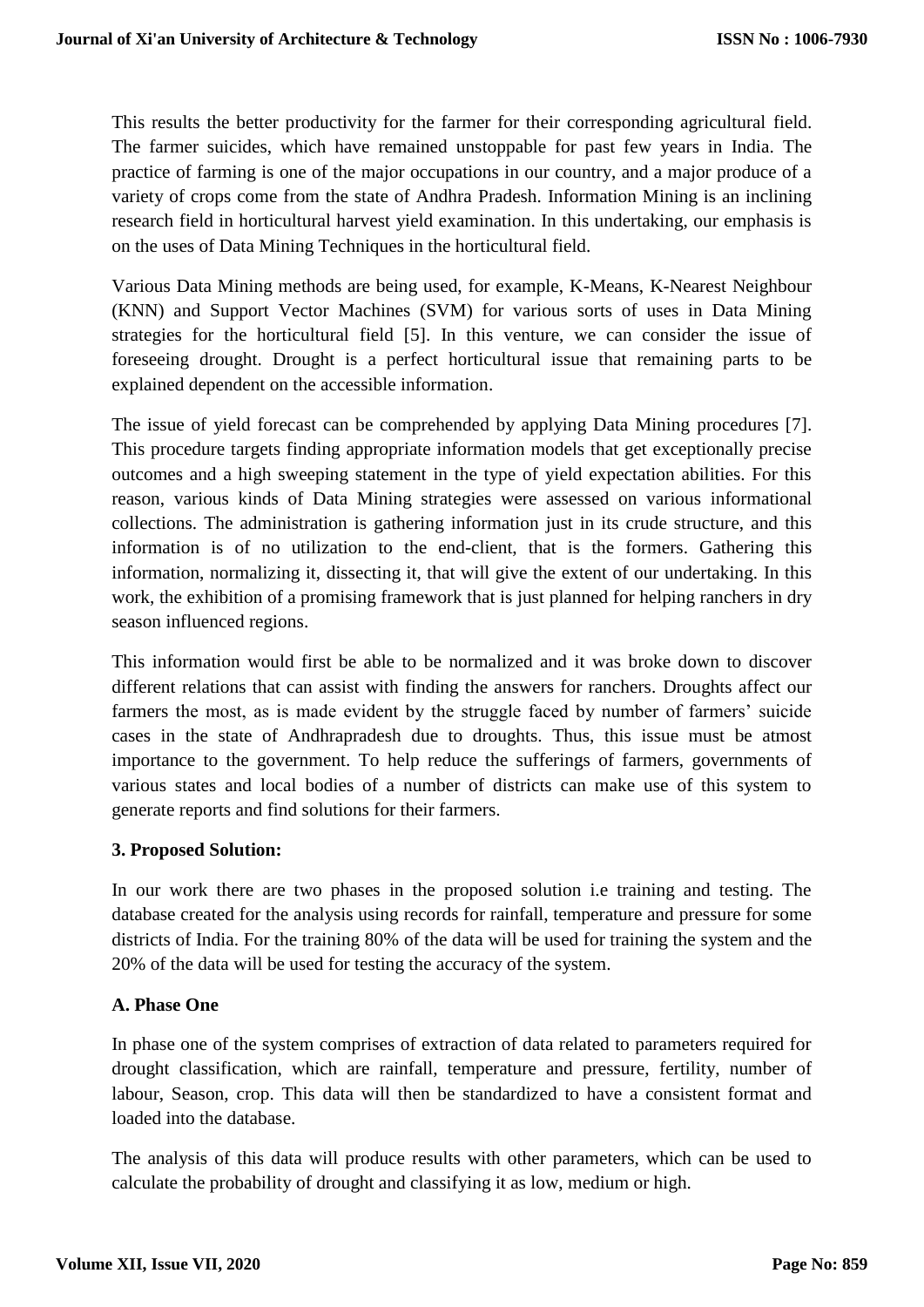This results the better productivity for the farmer for their corresponding agricultural field. The farmer suicides, which have remained unstoppable for past few years in India. The practice of farming is one of the major occupations in our country, and a major produce of a variety of crops come from the state of Andhra Pradesh. Information Mining is an inclining research field in horticultural harvest yield examination. In this undertaking, our emphasis is on the uses of Data Mining Techniques in the horticultural field.

Various Data Mining methods are being used, for example, K-Means, K-Nearest Neighbour (KNN) and Support Vector Machines (SVM) for various sorts of uses in Data Mining strategies for the horticultural field [5]. In this venture, we can consider the issue of foreseeing drought. Drought is a perfect horticultural issue that remaining parts to be explained dependent on the accessible information.

The issue of yield forecast can be comprehended by applying Data Mining procedures [7]. This procedure targets finding appropriate information models that get exceptionally precise outcomes and a high sweeping statement in the type of yield expectation abilities. For this reason, various kinds of Data Mining strategies were assessed on various informational collections. The administration is gathering information just in its crude structure, and this information is of no utilization to the end-client, that is the formers. Gathering this information, normalizing it, dissecting it, that will give the extent of our undertaking. In this work, the exhibition of a promising framework that is just planned for helping ranchers in dry season influenced regions.

This information would first be able to be normalized and it was broke down to discover different relations that can assist with finding the answers for ranchers. Droughts affect our farmers the most, as is made evident by the struggle faced by number of farmers' suicide cases in the state of Andhrapradesh due to droughts. Thus, this issue must be atmost importance to the government. To help reduce the sufferings of farmers, governments of various states and local bodies of a number of districts can make use of this system to generate reports and find solutions for their farmers.

### 3. Proposed Solution:

In our work there are two phases in the proposed solution i.e training and testing. The database created for the analysis using records for rainfall, temperature and pressure for some districts of India. For the training 80% of the data will be used for training the system and the 20% of the data will be used for testing the accuracy of the system.

#### A. Phase One

In phase one of the system comprises of extraction of data related to parameters required for drought classification, which are rainfall, temperature and pressure, fertility, number of labour, Season, crop. This data will then be standardized to have a consistent format and loaded into the database.

The analysis of this data will produce results with other parameters, which can be used to calculate the probability of drought and classifying it as low, medium or high.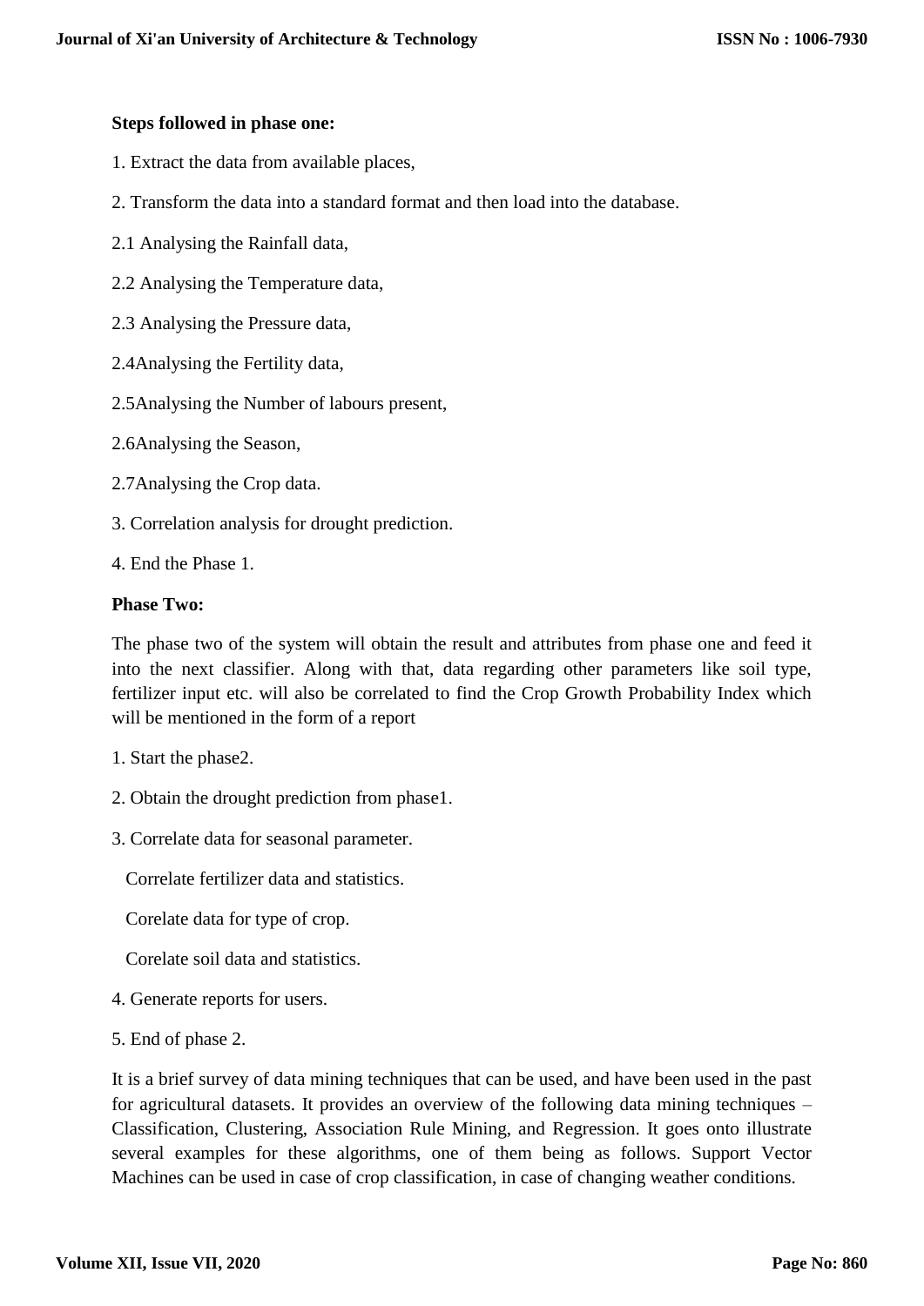**Steps followed in phase one:**

1. Extract the data from available places,

2. Transform the data into a standard format and then load into the database.

2.1 Analysing the Rainfall data,

2.2 Analysing the Temperature data,

2.3 Analysing the Pressure data,

2.4Analysing the Fertility data,

2.5Analysing the Number of labours present,

2.6Analysing the Season,

2.7Analysing the Crop data.

3. Correlation analysis for drought prediction.

4. End the Phase 1.

**Phase Two:**

The phase two of the system will obtain the result and attributes from phase one and feed it into the next classifier. Along with that, data regarding other parameters like soil type, fertilizer input etc. will also be correlated to find the Crop Growth Probability Index which will be mentioned in the form of a report

1. Start the phase2.

2. Obtain the drought prediction from phase1.

3. Correlate data for seasonal parameter.

   Correlate fertilizer data and statistics.

   Corelate data for type of crop.

   Corelate soil data and statistics.

4. Generate reports for users.

5. End of phase 2.

It is a brief survey of data mining techniques that can be used, and have been used in the past for agricultural datasets. It provides an overview of the following data mining techniques – Classification, Clustering, Association Rule Mining, and Regression. It goes onto illustrate several examples for these algorithms, one of them being as follows. Support Vector Machines can be used in case of crop classification, in case of changing weather conditions.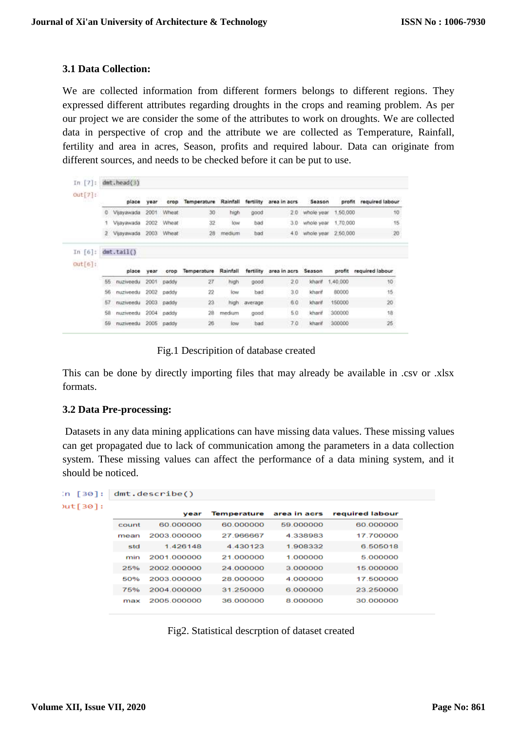### 3.1 Data Collection:

We are collected information from different formers belongs to different regions. They expressed different attributes regarding droughts in the crops and reaming problem. As per our project we are consider the some of the attributes to work on droughts. We are collected data in perspective of crop and the attribute we are collected as Temperature, Rainfall, fertility and area in acres, Season, profits and required labour. Data can originate from different sources, and needs to be checked before it can be put to use.

```
In [7]: dmt.head(3)
Out[7]:
```

| | place | year | crop | Temperature | Rainfall | fertility | area in acrs | Season | profit | required labour |
|---|---|---|---|---|---|---|---|---|---|---|
| 0 | Vijayawada | 2001 | Wheat | 30 | high | good | 2.0 | whole year | 1,50,000 | 10 |
| 1 | Vijayawada | 2002 | Wheat | 32 | low | bad | 3.0 | whole year | 1,70,000 | 15 |
| 2 | Vijayawada | 2003 | Wheat | 28 | medium | bad | 4.0 | whole year | 2,50,000 | 20 |

```
In [6]: dmt.tail()
Out[6]:
```

| | place | year | crop | Temperature | Rainfall | fertility | area in acrs | Season | profit | required labour |
|---|---|---|---|---|---|---|---|---|---|---|
| 55 | nuziveedu | 2001 | paddy | 27 | high | good | 2.0 | kharif | 1,40,000 | 10 |
| 56 | nuziveedu | 2002 | paddy | 22 | low | bad | 3.0 | kharif | 80000 | 15 |
| 57 | nuziveedu | 2003 | paddy | 23 | high | average | 6.0 | kharif | 150000 | 20 |
| 58 | nuziveedu | 2004 | paddy | 28 | medium | good | 5.0 | kharif | 300000 | 18 |
| 59 | nuziveedu | 2005 | paddy | 26 | low | bad | 7.0 | kharif | 300000 | 25 |

Fig.1 Descripition of database created

This can be done by directly importing files that may already be available in .csv or .xlsx formats.

### 3.2 Data Pre-processing:

Datasets in any data mining applications can have missing data values. These missing values can get propagated due to lack of communication among the parameters in a data collection system. These missing values can affect the performance of a data mining system, and it should be noticed.

```
In [30]: dmt.describe()
Out[30]:
```

| | year | Temperature | area in acrs | required labour |
|---|---|---|---|---|
| count | 60.000000 | 60.000000 | 59.000000 | 60.000000 |
| mean | 2003.000000 | 27.966667 | 4.338983 | 17.700000 |
| std | 1.426148 | 4.430123 | 1.908332 | 6.505018 |
| min | 2001.000000 | 21.000000 | 1.000000 | 5.000000 |
| 25% | 2002.000000 | 24.000000 | 3.000000 | 15.000000 |
| 50% | 2003.000000 | 28.000000 | 4.000000 | 17.500000 |
| 75% | 2004.000000 | 31.250000 | 6.000000 | 23.250000 |
| max | 2005.000000 | 36.000000 | 8.000000 | 30.000000 |

Fig2. Statistical descrption of dataset created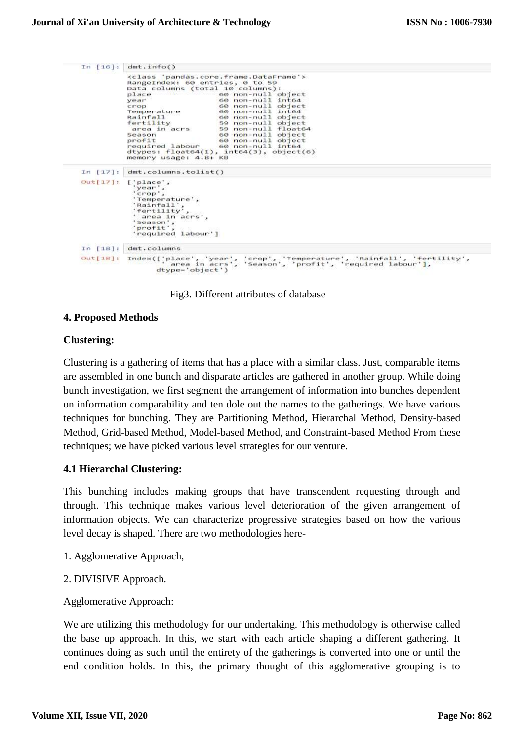```
In [16]: dmt.info()

<class 'pandas.core.frame.DataFrame'>
RangeIndex: 60 entries, 0 to 59
Data columns (total 10 columns):
place                60 non-null object
year                 60 non-null int64
crop                 60 non-null object
Temperature          60 non-null int64
Rainfall             60 non-null object
fertility            59 non-null object
 area in acrs        59 non-null float64
Season               60 non-null object
profit               60 non-null object
required labour      60 non-null int64
dtypes: float64(1), int64(3), object(6)
memory usage: 4.8+ KB

In [17]: dmt.columns.tolist()

Out[17]: ['place',
 'year',
 'crop',
 'Temperature',
 'Rainfall',
 'fertility',
 ' area in acrs',
 'Season',
 'profit',
 'required labour']

In [18]: dmt.columns

Out[18]: Index(['place', 'year', 'crop', 'Temperature', 'Rainfall', 'fertility',
       ' area in acrs', 'Season', 'profit', 'required labour'],
      dtype='object')
```

Fig3. Different attributes of database

## 4. Proposed Methods

### Clustering:

Clustering is a gathering of items that has a place with a similar class. Just, comparable items are assembled in one bunch and disparate articles are gathered in another group. While doing bunch investigation, we first segment the arrangement of information into bunches dependent on information comparability and ten dole out the names to the gatherings. We have various techniques for bunching. They are Partitioning Method, Hierarchal Method, Density-based Method, Grid-based Method, Model-based Method, and Constraint-based Method From these techniques; we have picked various level strategies for our venture.

### 4.1 Hierarchal Clustering:

This bunching includes making groups that have transcendent requesting through and through. This technique makes various level deterioration of the given arrangement of information objects. We can characterize progressive strategies based on how the various level decay is shaped. There are two methodologies here-

1. Agglomerative Approach,

2. DIVISIVE Approach.

Agglomerative Approach:

We are utilizing this methodology for our undertaking. This methodology is otherwise called the base up approach. In this, we start with each article shaping a different gathering. It continues doing as such until the entirety of the gatherings is converted into one or until the end condition holds. In this, the primary thought of this agglomerative grouping is to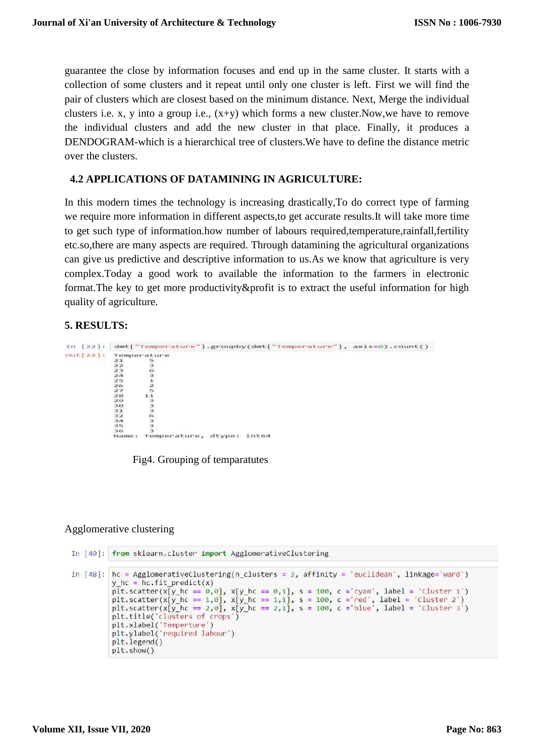guarantee the close by information focuses and end up in the same cluster. It starts with a collection of some clusters and it repeat until only one cluster is left. First we will find the pair of clusters which are closest based on the minimum distance. Next, Merge the individual clusters i.e. x, y into a group i.e., (x+y) which forms a new cluster.Now,we have to remove the individual clusters and add the new cluster in that place. Finally, it produces a DENDOGRAM-which is a hierarchical tree of clusters.We have to define the distance metric over the clusters.

### 4.2 APPLICATIONS OF DATAMINING IN AGRICULTURE:

In this modern times the technology is increasing drastically,To do correct type of farming we require more information in different aspects,to get accurate results.It will take more time to get such type of information.how number of labours required,temperature,rainfall,fertility etc.so,there are many aspects are required. Through datamining the agricultural organizations can give us predictive and descriptive information to us.As we know that agriculture is very complex.Today a good work to available the information to the farmers in electronic format.The key to get more productivity&profit is to extract the useful information for high quality of agriculture.

## 5. RESULTS:

```
In [22]: dmt["Temperature"].groupby(dmt["Temperature"], axis=0).count()
Out[22]: Temperature
         21     5
         22     3
         23     6
         24     3
         25     1
         26     2
         27     5
         28    11
         29     3
         30     3
         31     3
         32     6
         34     3
         35     3
         36     3
         Name: Temperature, dtype: int64
```

Fig4. Grouping of temparatutes

Agglomerative clustering

```
In [49]: from sklearn.cluster import AgglomerativeClustering
```

```
In [48]: hc = AgglomerativeClustering(n_clusters = 3, affinity = 'euclidean', linkage='ward')
         y_hc = hc.fit_predict(x)
         plt.scatter(x[y_hc == 0,0], x[y_hc == 0,1], s = 100, c ='cyan', label = 'Cluster 1')
         plt.scatter(x[y_hc == 1,0], x[y_hc == 1,1], s = 100, c ='red', label = 'Cluster 2')
         plt.scatter(x[y_hc == 2,0], x[y_hc == 2,1], s = 100, c ='blue', label = 'Cluster 3')
         plt.title('clusters of crops')
         plt.xlabel('Temperture')
         plt.ylabel('required labour')
         plt.legend()
         plt.show()
```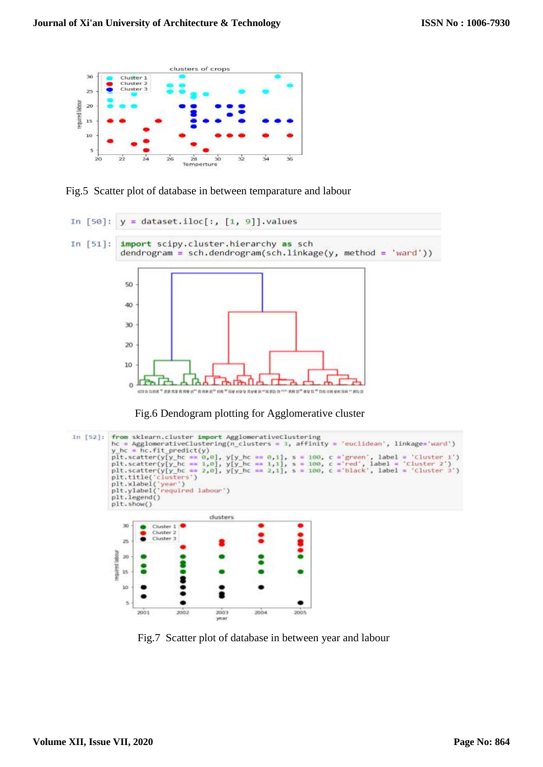Fig.5 Scatter plot of database in between temparature and labour

```
In [50]: y = dataset.iloc[:, [1, 9]].values
```

```
In [51]: import scipy.cluster.hierarchy as sch
         dendrogram = sch.dendrogram(sch.linkage(y, method = 'ward'))
```

Fig.6 Dendogram plotting for Agglomerative cluster

```
In [52]: from sklearn.cluster import AgglomerativeClustering
         hc = AgglomerativeClustering(n_clusters = 3, affinity = 'euclidean', linkage='ward')
         y_hc = hc.fit_predict(y)
         plt.scatter(y[y_hc == 0,0], y[y_hc == 0,1], s = 100, c ='green', label = 'Cluster 1')
         plt.scatter(y[y_hc == 1,0], y[y_hc == 1,1], s = 100, c ='red', label = 'Cluster 2')
         plt.scatter(y[y_hc == 2,0], y[y_hc == 2,1], s = 100, c ='black', label = 'Cluster 3')
         plt.title('clusters')
         plt.xlabel('year')
         plt.ylabel('required labour')
         plt.legend()
         plt.show()
```

Fig.7 Scatter plot of database in between year and labour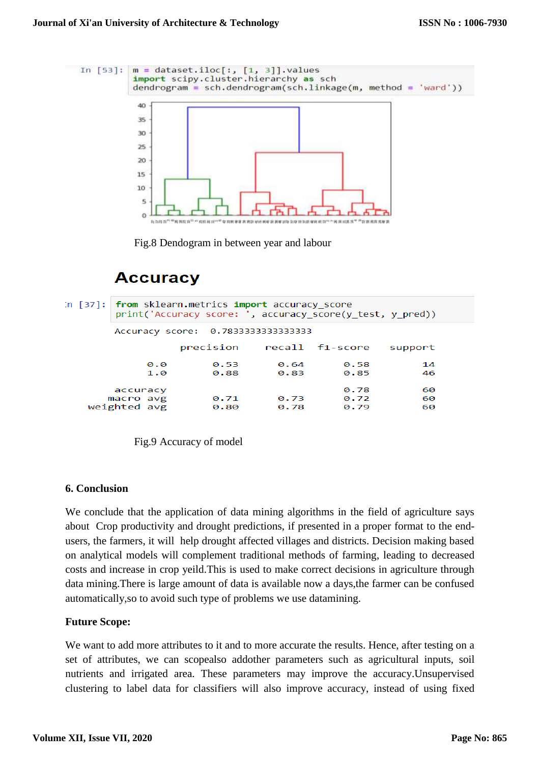```
In [53]: m = dataset.iloc[:, [1, 3]].values
         import scipy.cluster.hierarchy as sch
         dendrogram = sch.dendrogram(sch.linkage(m, method = 'ward'))
```

Fig.8 Dendogram in between year and labour

## Accuracy

```
In [37]: from sklearn.metrics import accuracy_score
         print('Accuracy score: ', accuracy_score(y_test, y_pred))

Accuracy score:  0.7833333333333333
              precision    recall  f1-score   support

         0.0       0.53      0.64      0.58        14
         1.0       0.88      0.83      0.85        46

    accuracy                           0.78        60
   macro avg       0.71      0.73      0.72        60
weighted avg       0.80      0.78      0.79        60
```

Fig.9 Accuracy of model

### 6. Conclusion

We conclude that the application of data mining algorithms in the field of agriculture says about Crop productivity and drought predictions, if presented in a proper format to the end-users, the farmers, it will help drought affected villages and districts. Decision making based on analytical models will complement traditional methods of farming, leading to decreased costs and increase in crop yeild.This is used to make correct decisions in agriculture through data mining.There is large amount of data is available now a days,the farmer can be confused automatically,so to avoid such type of problems we use datamining.

**Future Scope:**

We want to add more attributes to it and to more accurate the results. Hence, after testing on a set of attributes, we can scopealso addother parameters such as agricultural inputs, soil nutrients and irrigated area. These parameters may improve the accuracy.Unsupervised clustering to label data for classifiers will also improve accuracy, instead of using fixed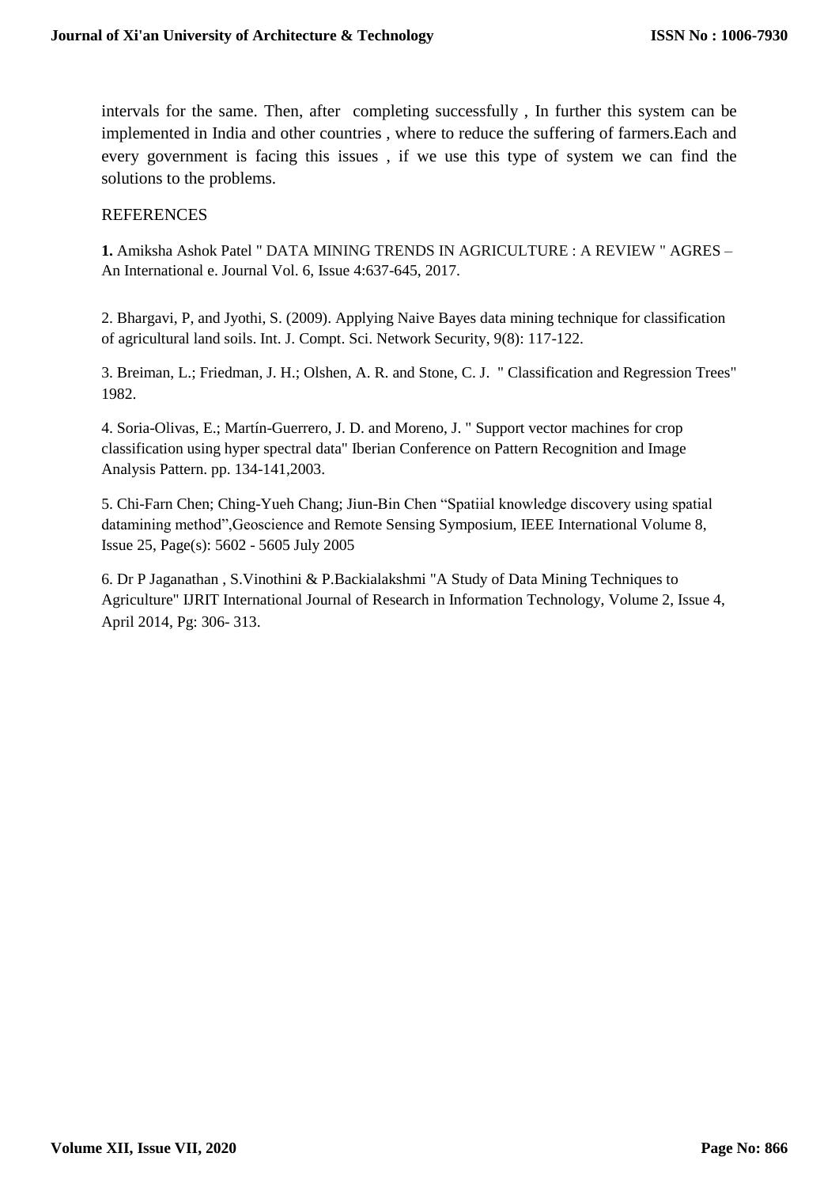intervals for the same. Then, after completing successfully , In further this system can be implemented in India and other countries , where to reduce the suffering of farmers.Each and every government is facing this issues , if we use this type of system we can find the solutions to the problems.

## REFERENCES

**1.** Amiksha Ashok Patel " DATA MINING TRENDS IN AGRICULTURE : A REVIEW " AGRES – An International e. Journal Vol. 6, Issue 4:637-645, 2017.

2. Bhargavi, P, and Jyothi, S. (2009). Applying Naive Bayes data mining technique for classification of agricultural land soils. Int. J. Compt. Sci. Network Security, 9(8): 117-122.

3. Breiman, L.; Friedman, J. H.; Olshen, A. R. and Stone, C. J. " Classification and Regression Trees" 1982.

4. Soria-Olivas, E.; Martín-Guerrero, J. D. and Moreno, J. " Support vector machines for crop classification using hyper spectral data" Iberian Conference on Pattern Recognition and Image Analysis Pattern. pp. 134-141,2003.

5. Chi-Farn Chen; Ching-Yueh Chang; Jiun-Bin Chen "Spatiial knowledge discovery using spatial datamining method",Geoscience and Remote Sensing Symposium, IEEE International Volume 8, Issue 25, Page(s): 5602 - 5605 July 2005

6. Dr P Jaganathan , S.Vinothini & P.Backialakshmi "A Study of Data Mining Techniques to Agriculture" IJRIT International Journal of Research in Information Technology, Volume 2, Issue 4, April 2014, Pg: 306- 313.